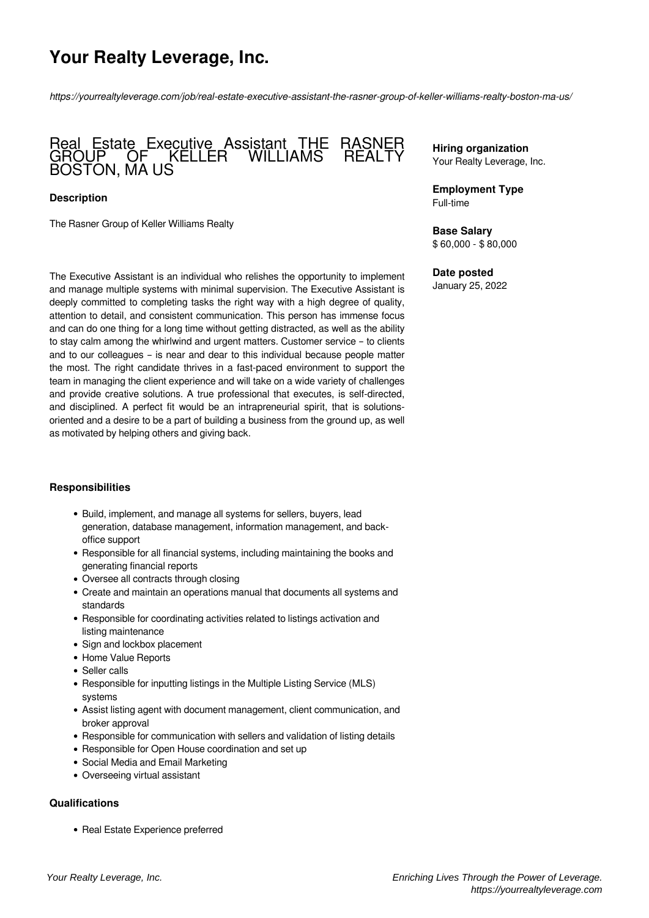# Your Realty Leverage, Inc.

*https://yourrealtyleverage.com/job/real-estate-executive-assistant-the-rasner-group-of-keller-williams-realty-boston-ma-us/*

## Real Estate Executive Assistant THE RASNER GROUP OF KELLER WILLIAMS REALTY BOSTON, MA US

**Hiring organization**
Your Realty Leverage, Inc.

**Employment Type**
Full-time

**Base Salary**
$ 60,000 - $ 80,000

**Date posted**
January 25, 2022

### Description

The Rasner Group of Keller Williams Realty

The Executive Assistant is an individual who relishes the opportunity to implement and manage multiple systems with minimal supervision. The Executive Assistant is deeply committed to completing tasks the right way with a high degree of quality, attention to detail, and consistent communication. This person has immense focus and can do one thing for a long time without getting distracted, as well as the ability to stay calm among the whirlwind and urgent matters. Customer service – to clients and to our colleagues – is near and dear to this individual because people matter the most. The right candidate thrives in a fast-paced environment to support the team in managing the client experience and will take on a wide variety of challenges and provide creative solutions. A true professional that executes, is self-directed, and disciplined. A perfect fit would be an intrapreneurial spirit, that is solutions-oriented and a desire to be a part of building a business from the ground up, as well as motivated by helping others and giving back.

### Responsibilities

- Build, implement, and manage all systems for sellers, buyers, lead generation, database management, information management, and back-office support
- Responsible for all financial systems, including maintaining the books and generating financial reports
- Oversee all contracts through closing
- Create and maintain an operations manual that documents all systems and standards
- Responsible for coordinating activities related to listings activation and listing maintenance
- Sign and lockbox placement
- Home Value Reports
- Seller calls
- Responsible for inputting listings in the Multiple Listing Service (MLS) systems
- Assist listing agent with document management, client communication, and broker approval
- Responsible for communication with sellers and validation of listing details
- Responsible for Open House coordination and set up
- Social Media and Email Marketing
- Overseeing virtual assistant

### Qualifications

- Real Estate Experience preferred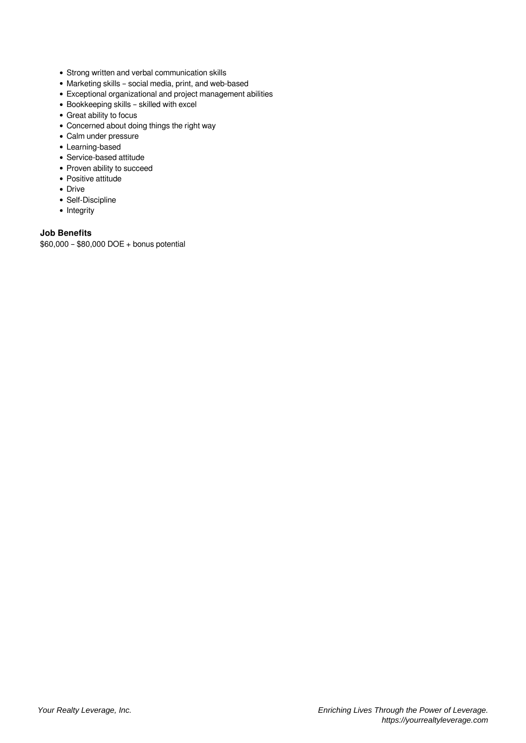- Strong written and verbal communication skills
- Marketing skills – social media, print, and web-based
- Exceptional organizational and project management abilities
- Bookkeeping skills – skilled with excel
- Great ability to focus
- Concerned about doing things the right way
- Calm under pressure
- Learning-based
- Service-based attitude
- Proven ability to succeed
- Positive attitude
- Drive
- Self-Discipline
- Integrity

**Job Benefits**

$60,000 – $80,000 DOE + bonus potential